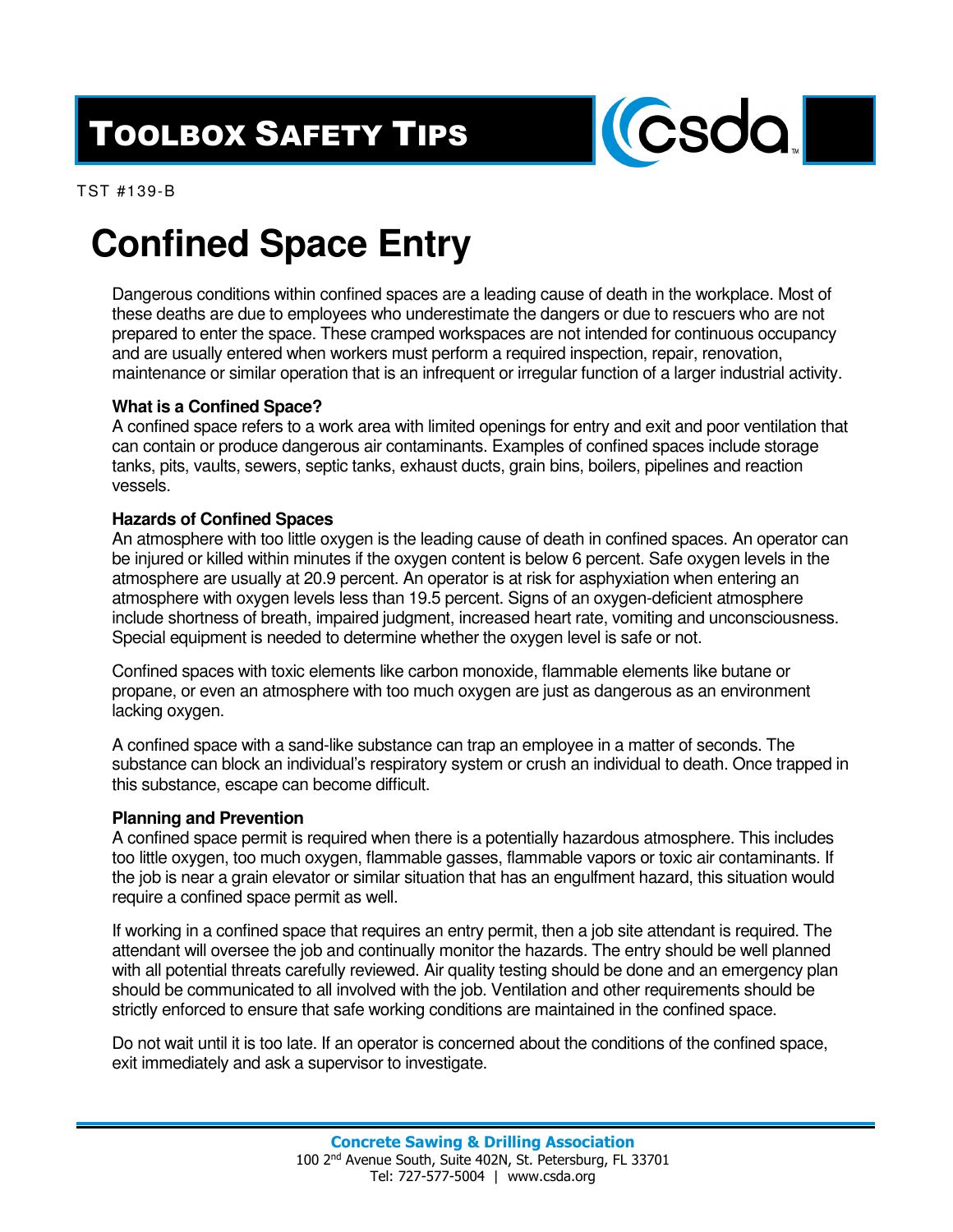# Toolbox Safety Tips

TST #139-B

# Confined Space Entry

Dangerous conditions within confined spaces are a leading cause of death in the workplace. Most of these deaths are due to employees who underestimate the dangers or due to rescuers who are not prepared to enter the space. These cramped workspaces are not intended for continuous occupancy and are usually entered when workers must perform a required inspection, repair, renovation, maintenance or similar operation that is an infrequent or irregular function of a larger industrial activity.

**What is a Confined Space?**
A confined space refers to a work area with limited openings for entry and exit and poor ventilation that can contain or produce dangerous air contaminants. Examples of confined spaces include storage tanks, pits, vaults, sewers, septic tanks, exhaust ducts, grain bins, boilers, pipelines and reaction vessels.

**Hazards of Confined Spaces**
An atmosphere with too little oxygen is the leading cause of death in confined spaces. An operator can be injured or killed within minutes if the oxygen content is below 6 percent. Safe oxygen levels in the atmosphere are usually at 20.9 percent. An operator is at risk for asphyxiation when entering an atmosphere with oxygen levels less than 19.5 percent. Signs of an oxygen-deficient atmosphere include shortness of breath, impaired judgment, increased heart rate, vomiting and unconsciousness. Special equipment is needed to determine whether the oxygen level is safe or not.

Confined spaces with toxic elements like carbon monoxide, flammable elements like butane or propane, or even an atmosphere with too much oxygen are just as dangerous as an environment lacking oxygen.

A confined space with a sand-like substance can trap an employee in a matter of seconds. The substance can block an individual's respiratory system or crush an individual to death. Once trapped in this substance, escape can become difficult.

**Planning and Prevention**
A confined space permit is required when there is a potentially hazardous atmosphere. This includes too little oxygen, too much oxygen, flammable gasses, flammable vapors or toxic air contaminants. If the job is near a grain elevator or similar situation that has an engulfment hazard, this situation would require a confined space permit as well.

If working in a confined space that requires an entry permit, then a job site attendant is required. The attendant will oversee the job and continually monitor the hazards. The entry should be well planned with all potential threats carefully reviewed. Air quality testing should be done and an emergency plan should be communicated to all involved with the job. Ventilation and other requirements should be strictly enforced to ensure that safe working conditions are maintained in the confined space.

Do not wait until it is too late. If an operator is concerned about the conditions of the confined space, exit immediately and ask a supervisor to investigate.

**Concrete Sawing & Drilling Association**
100 2nd Avenue South, Suite 402N, St. Petersburg, FL 33701
Tel: 727-577-5004 | www.csda.org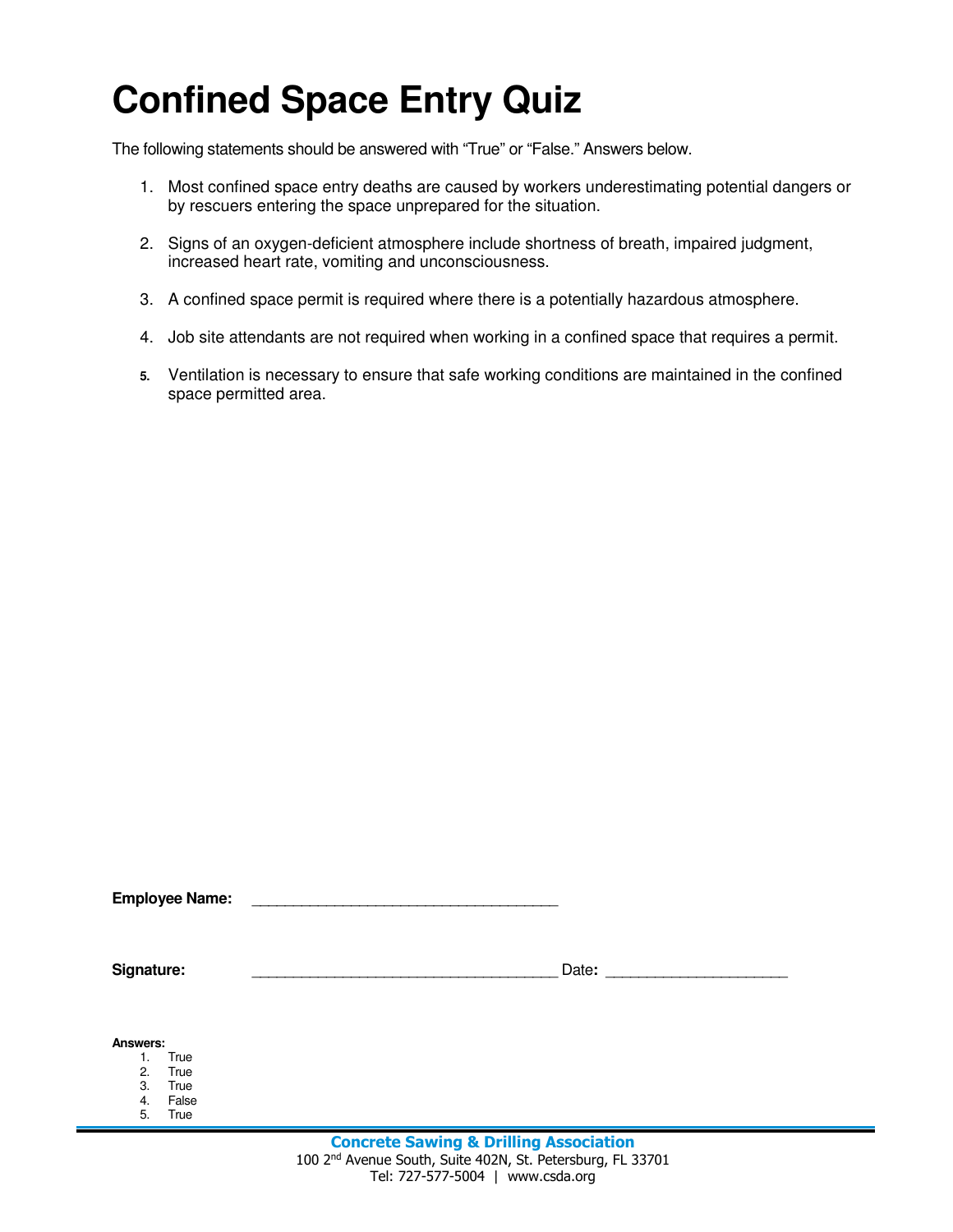# Confined Space Entry Quiz

The following statements should be answered with "True" or "False." Answers below.

1. Most confined space entry deaths are caused by workers underestimating potential dangers or by rescuers entering the space unprepared for the situation.
2. Signs of an oxygen-deficient atmosphere include shortness of breath, impaired judgment, increased heart rate, vomiting and unconsciousness.
3. A confined space permit is required where there is a potentially hazardous atmosphere.
4. Job site attendants are not required when working in a confined space that requires a permit.
5. Ventilation is necessary to ensure that safe working conditions are maintained in the confined space permitted area.

**Employee Name:** ___________________________________

**Signature:** ___________________________________ Date**:** ____________________

**Answers:**

1. True
2. True
3. True
4. False
5. True

**Concrete Sawing & Drilling Association**
100 2nd Avenue South, Suite 402N, St. Petersburg, FL 33701
Tel: 727-577-5004 | www.csda.org